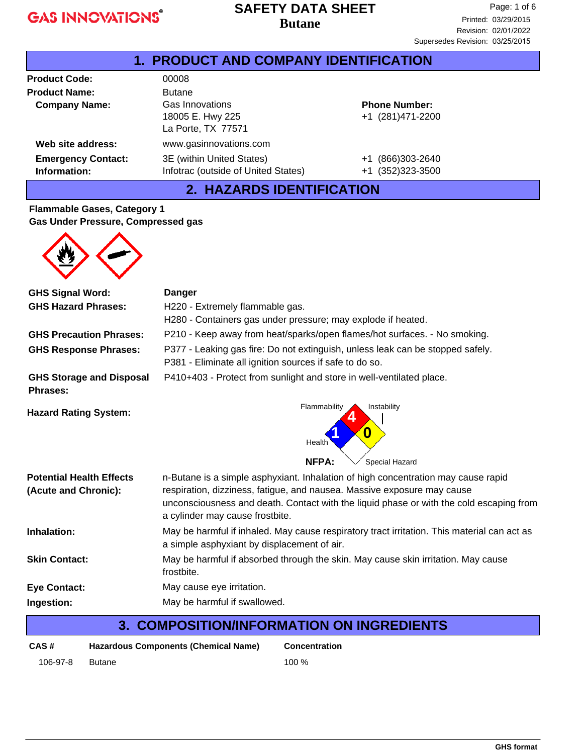GAS INNOVATIONS®

# SAFETY DATA SHEET
## Butane

Printed: 03/29/2015
Revision: 02/01/2022
Supersedes Revision: 03/25/2015

## 1. PRODUCT AND COMPANY IDENTIFICATION

**Product Code:** 00008

**Product Name:** Butane

**Company Name:** Gas Innovations
18005 E. Hwy 225
La Porte, TX 77571

**Phone Number:** +1 (281)471-2200

**Web site address:** www.gasinnovations.com

**Emergency Contact: Information:**
3E (within United States) +1 (866)303-2640
Infotrac (outside of United States) +1 (352)323-3500

## 2. HAZARDS IDENTIFICATION

**Flammable Gases, Category 1**
**Gas Under Pressure, Compressed gas**

**GHS Signal Word:** **Danger**

**GHS Hazard Phrases:**
H220 - Extremely flammable gas.
H280 - Containers gas under pressure; may explode if heated.

**GHS Precaution Phrases:** P210 - Keep away from heat/sparks/open flames/hot surfaces. - No smoking.

**GHS Response Phrases:**
P377 - Leaking gas fire: Do not extinguish, unless leak can be stopped safely.
P381 - Eliminate all ignition sources if safe to do so.

**GHS Storage and Disposal Phrases:** P410+403 - Protect from sunlight and store in well-ventilated place.

**Hazard Rating System:**

NFPA: Flammability 4, Instability 0, Health 1, Special Hazard (none)

**Potential Health Effects (Acute and Chronic):** n-Butane is a simple asphyxiant. Inhalation of high concentration may cause rapid respiration, dizziness, fatigue, and nausea. Massive exposure may cause unconsciousness and death. Contact with the liquid phase or with the cold escaping from a cylinder may cause frostbite.

**Inhalation:** May be harmful if inhaled. May cause respiratory tract irritation. This material can act as a simple asphyxiant by displacement of air.

**Skin Contact:** May be harmful if absorbed through the skin. May cause skin irritation. May cause frostbite.

**Eye Contact:** May cause eye irritation.

**Ingestion:** May be harmful if swallowed.

## 3. COMPOSITION/INFORMATION ON INGREDIENTS

| CAS # | Hazardous Components (Chemical Name) | Concentration |
|---|---|---|
| 106-97-8 | Butane | 100 % |

GHS format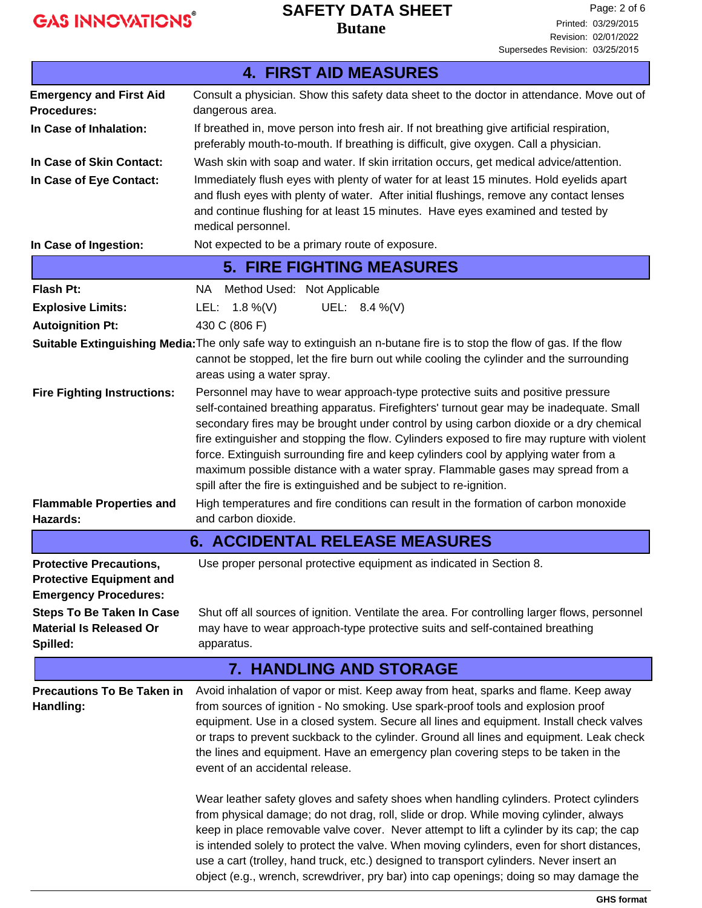## 4. FIRST AID MEASURES

**Emergency and First Aid Procedures:** Consult a physician. Show this safety data sheet to the doctor in attendance. Move out of dangerous area.

**In Case of Inhalation:** If breathed in, move person into fresh air. If not breathing give artificial respiration, preferably mouth-to-mouth. If breathing is difficult, give oxygen. Call a physician.

**In Case of Skin Contact:** Wash skin with soap and water. If skin irritation occurs, get medical advice/attention.

**In Case of Eye Contact:** Immediately flush eyes with plenty of water for at least 15 minutes. Hold eyelids apart and flush eyes with plenty of water. After initial flushings, remove any contact lenses and continue flushing for at least 15 minutes. Have eyes examined and tested by medical personnel.

**In Case of Ingestion:** Not expected to be a primary route of exposure.

## 5. FIRE FIGHTING MEASURES

**Flash Pt:** NA Method Used: Not Applicable

**Explosive Limits:** LEL: 1.8 %(V) UEL: 8.4 %(V)

**Autoignition Pt:** 430 C (806 F)

**Suitable Extinguishing Media:** The only safe way to extinguish an n-butane fire is to stop the flow of gas. If the flow cannot be stopped, let the fire burn out while cooling the cylinder and the surrounding areas using a water spray.

**Fire Fighting Instructions:** Personnel may have to wear approach-type protective suits and positive pressure self-contained breathing apparatus. Firefighters' turnout gear may be inadequate. Small secondary fires may be brought under control by using carbon dioxide or a dry chemical fire extinguisher and stopping the flow. Cylinders exposed to fire may rupture with violent force. Extinguish surrounding fire and keep cylinders cool by applying water from a maximum possible distance with a water spray. Flammable gases may spread from a spill after the fire is extinguished and be subject to re-ignition.

**Flammable Properties and Hazards:** High temperatures and fire conditions can result in the formation of carbon monoxide and carbon dioxide.

## 6. ACCIDENTAL RELEASE MEASURES

**Protective Precautions, Protective Equipment and Emergency Procedures:** Use proper personal protective equipment as indicated in Section 8.

**Steps To Be Taken In Case Material Is Released Or Spilled:** Shut off all sources of ignition. Ventilate the area. For controlling larger flows, personnel may have to wear approach-type protective suits and self-contained breathing apparatus.

## 7. HANDLING AND STORAGE

**Precautions To Be Taken in Handling:** Avoid inhalation of vapor or mist. Keep away from heat, sparks and flame. Keep away from sources of ignition - No smoking. Use spark-proof tools and explosion proof equipment. Use in a closed system. Secure all lines and equipment. Install check valves or traps to prevent suckback to the cylinder. Ground all lines and equipment. Leak check the lines and equipment. Have an emergency plan covering steps to be taken in the event of an accidental release.

Wear leather safety gloves and safety shoes when handling cylinders. Protect cylinders from physical damage; do not drag, roll, slide or drop. While moving cylinder, always keep in place removable valve cover. Never attempt to lift a cylinder by its cap; the cap is intended solely to protect the valve. When moving cylinders, even for short distances, use a cart (trolley, hand truck, etc.) designed to transport cylinders. Never insert an object (e.g., wrench, screwdriver, pry bar) into cap openings; doing so may damage the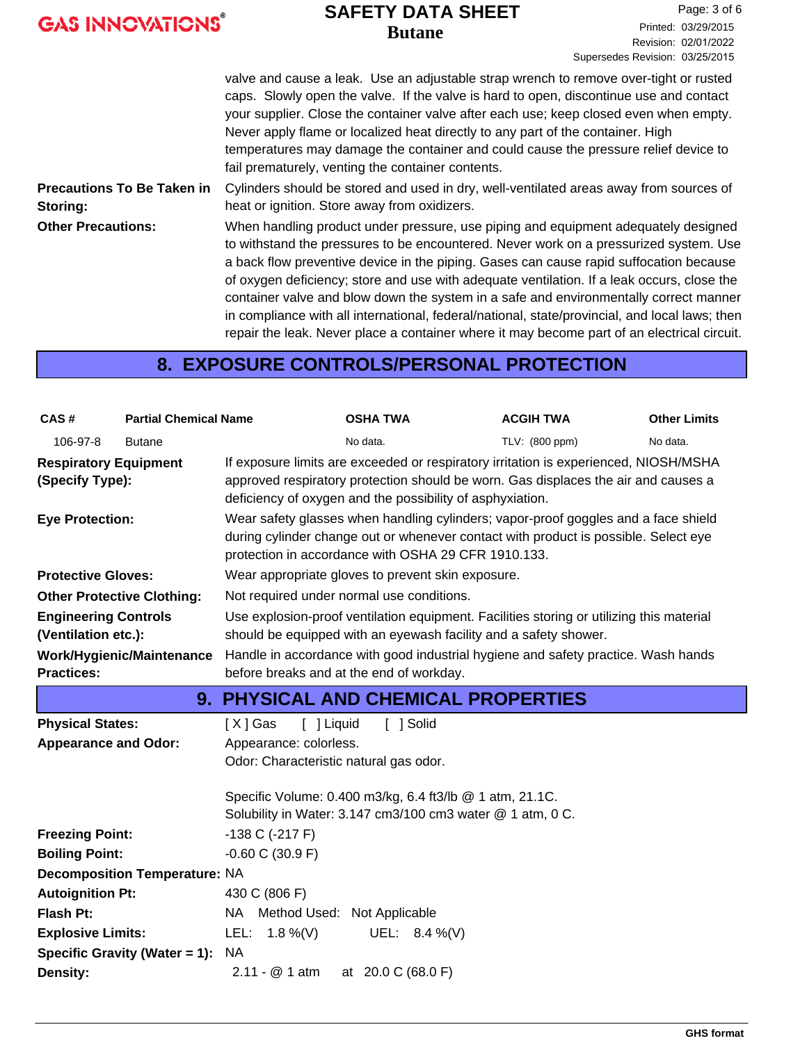valve and cause a leak. Use an adjustable strap wrench to remove over-tight or rusted caps. Slowly open the valve. If the valve is hard to open, discontinue use and contact your supplier. Close the container valve after each use; keep closed even when empty. Never apply flame or localized heat directly to any part of the container. High temperatures may damage the container and could cause the pressure relief device to fail prematurely, venting the container contents.

**Precautions To Be Taken in Storing:** Cylinders should be stored and used in dry, well-ventilated areas away from sources of heat or ignition. Store away from oxidizers.

**Other Precautions:** When handling product under pressure, use piping and equipment adequately designed to withstand the pressures to be encountered. Never work on a pressurized system. Use a back flow preventive device in the piping. Gases can cause rapid suffocation because of oxygen deficiency; store and use with adequate ventilation. If a leak occurs, close the container valve and blow down the system in a safe and environmentally correct manner in compliance with all international, federal/national, state/provincial, and local laws; then repair the leak. Never place a container where it may become part of an electrical circuit.

## 8. EXPOSURE CONTROLS/PERSONAL PROTECTION

| CAS # | Partial Chemical Name | OSHA TWA | ACGIH TWA | Other Limits |
|---|---|---|---|---|
| 106-97-8 | Butane | No data. | TLV: (800 ppm) | No data. |

**Respiratory Equipment (Specify Type):** If exposure limits are exceeded or respiratory irritation is experienced, NIOSH/MSHA approved respiratory protection should be worn. Gas displaces the air and causes a deficiency of oxygen and the possibility of asphyxiation.

**Eye Protection:** Wear safety glasses when handling cylinders; vapor-proof goggles and a face shield during cylinder change out or whenever contact with product is possible. Select eye protection in accordance with OSHA 29 CFR 1910.133.

**Protective Gloves:** Wear appropriate gloves to prevent skin exposure.

**Other Protective Clothing:** Not required under normal use conditions.

**Engineering Controls (Ventilation etc.):** Use explosion-proof ventilation equipment. Facilities storing or utilizing this material should be equipped with an eyewash facility and a safety shower.

**Work/Hygienic/Maintenance Practices:** Handle in accordance with good industrial hygiene and safety practice. Wash hands before breaks and at the end of workday.

## 9. PHYSICAL AND CHEMICAL PROPERTIES

**Physical States:** [ X ] Gas [ ] Liquid [ ] Solid

**Appearance and Odor:** Appearance: colorless.
Odor: Characteristic natural gas odor.

Specific Volume: 0.400 m3/kg, 6.4 ft3/lb @ 1 atm, 21.1C.
Solubility in Water: 3.147 cm3/100 cm3 water @ 1 atm, 0 C.

**Freezing Point:** -138 C (-217 F)

**Boiling Point:** -0.60 C (30.9 F)

**Decomposition Temperature:** NA

**Autoignition Pt:** 430 C (806 F)

**Flash Pt:** NA Method Used: Not Applicable

**Explosive Limits:** LEL: 1.8 %(V) UEL: 8.4 %(V)

**Specific Gravity (Water = 1):** NA

**Density:** 2.11 - @ 1 atm at 20.0 C (68.0 F)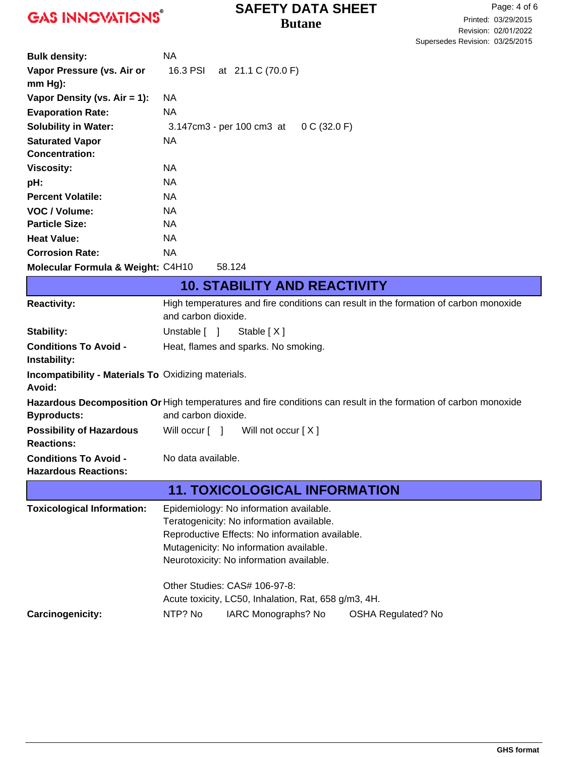| | |
|---|---|
| **Bulk density:** | NA |
| **Vapor Pressure (vs. Air or mm Hg):** | 16.3 PSI at 21.1 C (70.0 F) |
| **Vapor Density (vs. Air = 1):** | NA |
| **Evaporation Rate:** | NA |
| **Solubility in Water:** | 3.147cm3 - per 100 cm3 at 0 C (32.0 F) |
| **Saturated Vapor Concentration:** | NA |
| **Viscosity:** | NA |
| **pH:** | NA |
| **Percent Volatile:** | NA |
| **VOC / Volume:** | NA |
| **Particle Size:** | NA |
| **Heat Value:** | NA |
| **Corrosion Rate:** | NA |
| **Molecular Formula & Weight:** | $C_4H_{10}$ 58.124 |

## 10. STABILITY AND REACTIVITY

| | |
|---|---|
| **Reactivity:** | High temperatures and fire conditions can result in the formation of carbon monoxide and carbon dioxide. |
| **Stability:** | Unstable [ ] Stable [ X ] |
| **Conditions To Avoid - Instability:** | Heat, flames and sparks. No smoking. |
| **Incompatibility - Materials To Avoid:** | Oxidizing materials. |
| **Hazardous Decomposition Or Byproducts:** | High temperatures and fire conditions can result in the formation of carbon monoxide and carbon dioxide. |
| **Possibility of Hazardous Reactions:** | Will occur [ ] Will not occur [ X ] |
| **Conditions To Avoid - Hazardous Reactions:** | No data available. |

## 11. TOXICOLOGICAL INFORMATION

**Toxicological Information:**

Epidemiology: No information available.
Teratogenicity: No information available.
Reproductive Effects: No information available.
Mutagenicity: No information available.
Neurotoxicity: No information available.

Other Studies: CAS# 106-97-8:
Acute toxicity, LC50, Inhalation, Rat, 658 g/m3, 4H.

**Carcinogenicity:** NTP? No IARC Monographs? No OSHA Regulated? No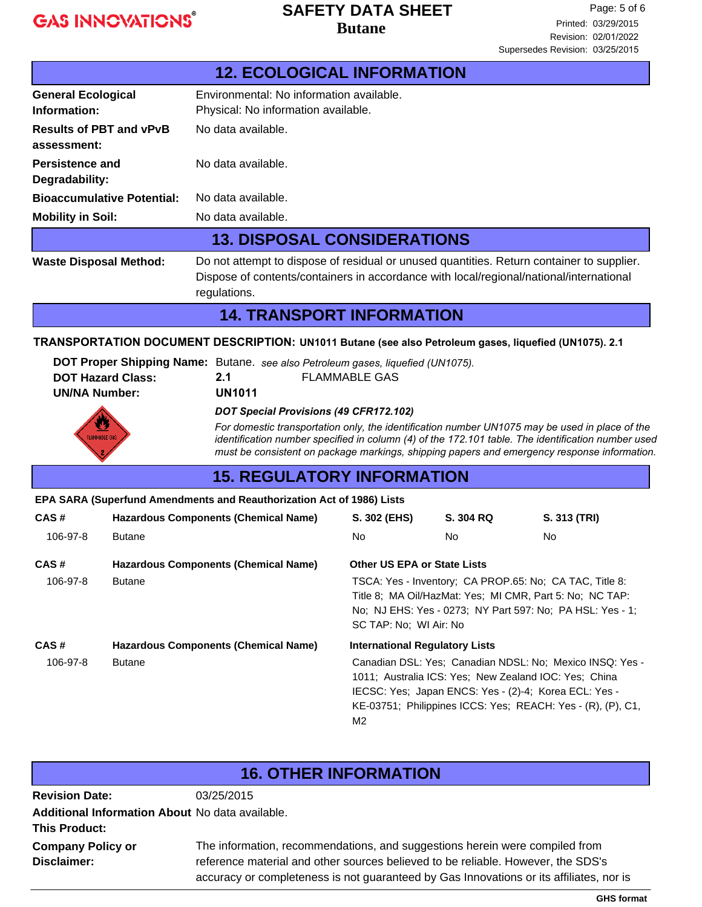## 12. ECOLOGICAL INFORMATION

**General Ecological Information:** Environmental: No information available.
Physical: No information available.

**Results of PBT and vPvB assessment:** No data available.

**Persistence and Degradability:** No data available.

**Bioaccumulative Potential:** No data available.

**Mobility in Soil:** No data available.

## 13. DISPOSAL CONSIDERATIONS

**Waste Disposal Method:** Do not attempt to dispose of residual or unused quantities. Return container to supplier. Dispose of contents/containers in accordance with local/regional/national/international regulations.

## 14. TRANSPORT INFORMATION

**TRANSPORTATION DOCUMENT DESCRIPTION: UN1011 Butane (see also Petroleum gases, liquefied (UN1075). 2.1**

**DOT Proper Shipping Name:** Butane. *see also Petroleum gases, liquefied (UN1075).*

**DOT Hazard Class:** **2.1** FLAMMABLE GAS

**UN/NA Number:** **UN1011**

***DOT Special Provisions (49 CFR172.102)***

*For domestic transportation only, the identification number UN1075 may be used in place of the identification number specified in column (4) of the 172.101 table. The identification number used must be consistent on package markings, shipping papers and emergency response information.*

## 15. REGULATORY INFORMATION

**EPA SARA (Superfund Amendments and Reauthorization Act of 1986) Lists**

| CAS # | Hazardous Components (Chemical Name) | S. 302 (EHS) | S. 304 RQ | S. 313 (TRI) |
|---|---|---|---|---|
| 106-97-8 | Butane | No | No | No |

| CAS # | Hazardous Components (Chemical Name) | Other US EPA or State Lists |
|---|---|---|
| 106-97-8 | Butane | TSCA: Yes - Inventory; CA PROP.65: No; CA TAC, Title 8: Title 8; MA Oil/HazMat: Yes; MI CMR, Part 5: No; NC TAP: No; NJ EHS: Yes - 0273; NY Part 597: No; PA HSL: Yes - 1; SC TAP: No; WI Air: No |

| CAS # | Hazardous Components (Chemical Name) | International Regulatory Lists |
|---|---|---|
| 106-97-8 | Butane | Canadian DSL: Yes; Canadian NDSL: No; Mexico INSQ: Yes - 1011; Australia ICS: Yes; New Zealand IOC: Yes; China IECSC: Yes; Japan ENCS: Yes - (2)-4; Korea ECL: Yes - KE-03751; Philippines ICCS: Yes; REACH: Yes - (R), (P), C1, M2 |

## 16. OTHER INFORMATION

**Revision Date:** 03/25/2015

**Additional Information About This Product:** No data available.

**Company Policy or Disclaimer:** The information, recommendations, and suggestions herein were compiled from reference material and other sources believed to be reliable. However, the SDS's accuracy or completeness is not guaranteed by Gas Innovations or its affiliates, nor is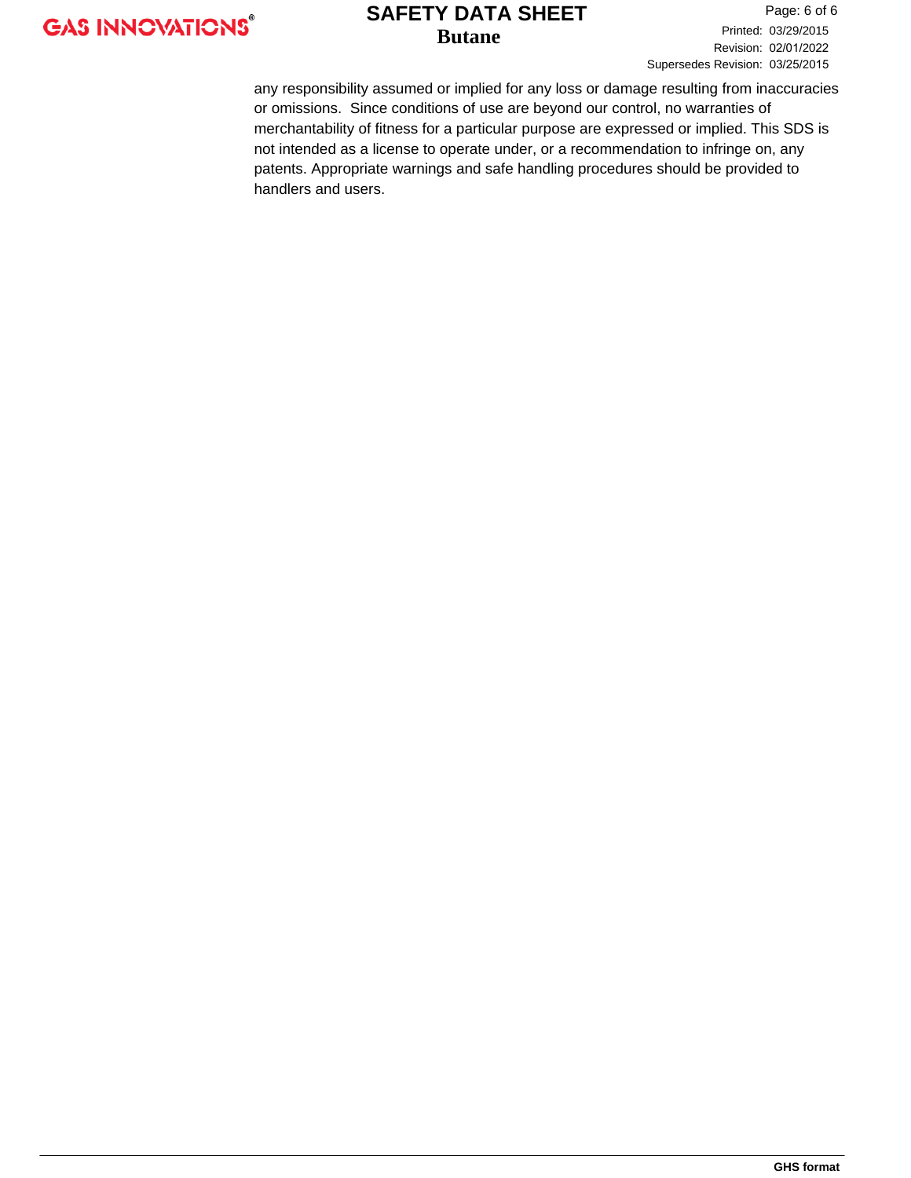any responsibility assumed or implied for any loss or damage resulting from inaccuracies or omissions. Since conditions of use are beyond our control, no warranties of merchantability of fitness for a particular purpose are expressed or implied. This SDS is not intended as a license to operate under, or a recommendation to infringe on, any patents. Appropriate warnings and safe handling procedures should be provided to handlers and users.